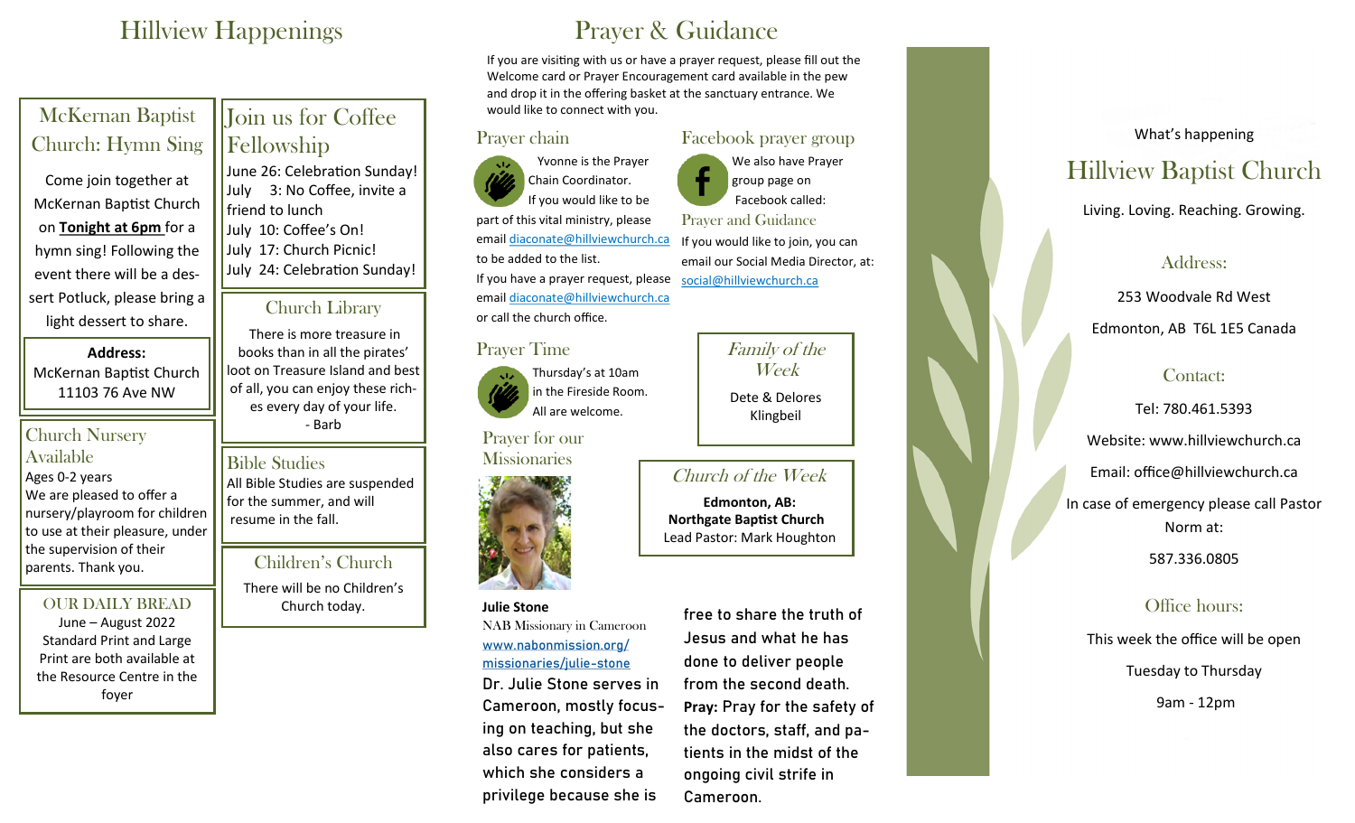# Hillview Happenings

## McKernan Baptist Church: Hymn Sing

Come join together at McKernan Baptist Church on **Tonight at 6pm** for a hymn sing! Following the event there will be a dessert Potluck, please bring a light dessert to share.

**Address:**
McKernan Baptist Church
11103 76 Ave NW

## Church Nursery Available

Ages 0-2 years
We are pleased to offer a nursery/playroom for children to use at their pleasure, under the supervision of their parents. Thank you.

## OUR DAILY BREAD

June – August 2022
Standard Print and Large Print are both available at the Resource Centre in the foyer

## Join us for Coffee Fellowship

June 26: Celebration Sunday!
July 3: No Coffee, invite a friend to lunch
July 10: Coffee's On!
July 17: Church Picnic!
July 24: Celebration Sunday!

## Church Library

There is more treasure in books than in all the pirates' loot on Treasure Island and best of all, you can enjoy these riches every day of your life.
- Barb

## Bible Studies

All Bible Studies are suspended for the summer, and will resume in the fall.

## Children's Church

There will be no Children's Church today.

# Prayer & Guidance

If you are visiting with us or have a prayer request, please fill out the Welcome card or Prayer Encouragement card available in the pew and drop it in the offering basket at the sanctuary entrance. We would like to connect with you.

## Prayer chain

Yvonne is the Prayer Chain Coordinator. If you would like to be part of this vital ministry, please email diaconate@hillviewchurch.ca to be added to the list.
If you have a prayer request, please email diaconate@hillviewchurch.ca or call the church office.

## Facebook prayer group

We also have Prayer group page on Facebook called:
Prayer and Guidance
If you would like to join, you can email our Social Media Director, at: social@hillviewchurch.ca

## Prayer Time

Thursday's at 10am in the Fireside Room. All are welcome.

## *Family of the Week*

Dete & Delores Klingbeil

## Prayer for our Missionaries

**Julie Stone**
NAB Missionary in Cameroon
www.nabonmission.org/missionaries/julie-stone

Dr. Julie Stone serves in Cameroon, mostly focusing on teaching, but she also cares for patients, which she considers a privilege because she is free to share the truth of Jesus and what he has done to deliver people from the second death.
**Pray:** Pray for the safety of the doctors, staff, and patients in the midst of the ongoing civil strife in Cameroon.

## *Church of the Week*

**Edmonton, AB:**
**Northgate Baptist Church**
Lead Pastor: Mark Houghton

What's happening

# Hillview Baptist Church

Living. Loving. Reaching. Growing.

## Address:

253 Woodvale Rd West
Edmonton, AB T6L 1E5 Canada

## Contact:

Tel: 780.461.5393
Website: www.hillviewchurch.ca
Email: office@hillviewchurch.ca
In case of emergency please call Pastor Norm at:
587.336.0805

## Office hours:

This week the office will be open
Tuesday to Thursday
9am - 12pm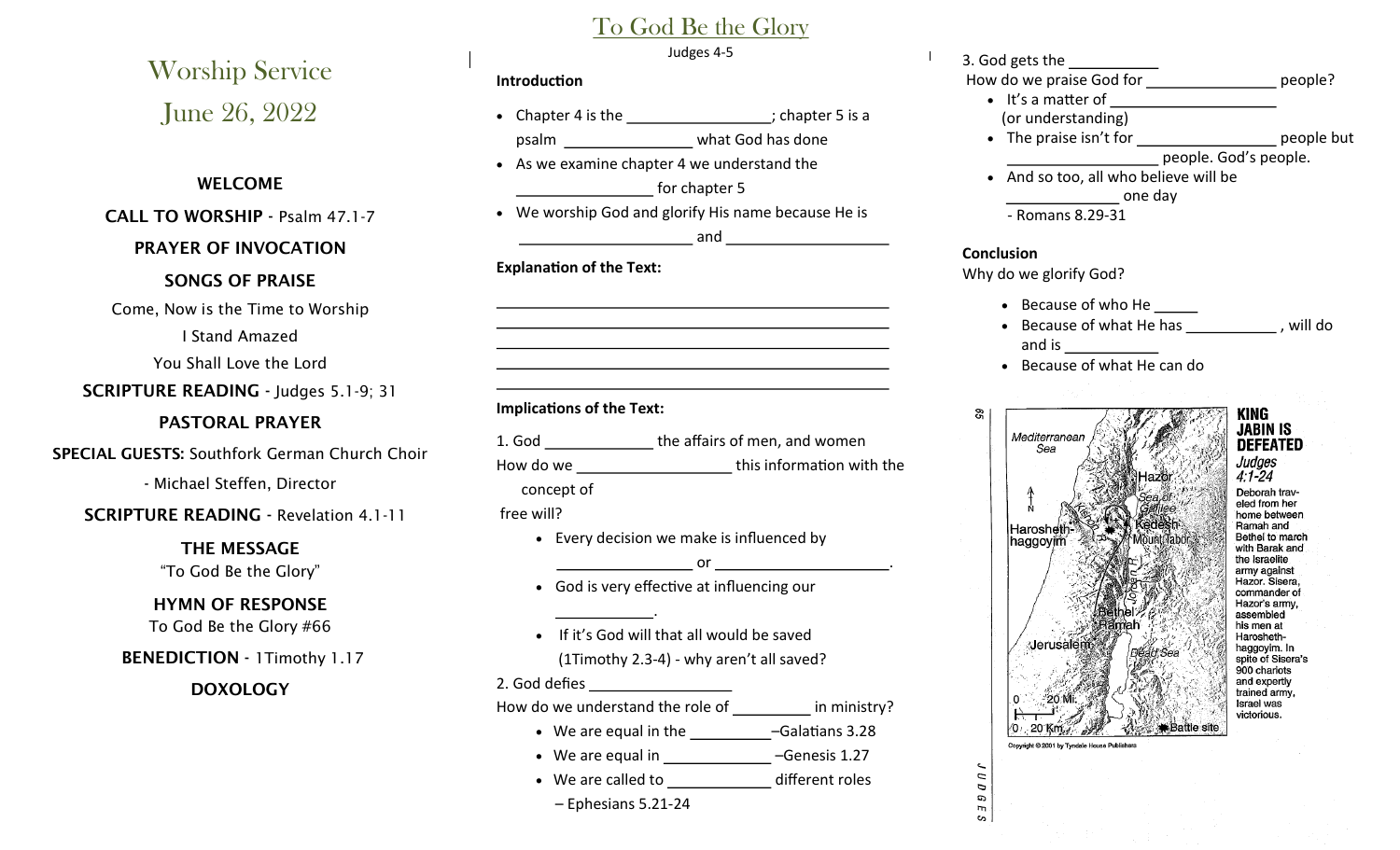# Worship Service
## June 26, 2022

**WELCOME**

**CALL TO WORSHIP** - Psalm 47.1-7

**PRAYER OF INVOCATION**

**SONGS OF PRAISE**

Come, Now is the Time to Worship

I Stand Amazed

You Shall Love the Lord

**SCRIPTURE READING** - Judges 5.1-9; 31

**PASTORAL PRAYER**

**SPECIAL GUESTS:** Southfork German Church Choir

- Michael Steffen, Director

**SCRIPTURE READING** - Revelation 4.1-11

**THE MESSAGE**

"To God Be the Glory"

**HYMN OF RESPONSE**

To God Be the Glory #66

**BENEDICTION** - 1Timothy 1.17

**DOXOLOGY**

## To God Be the Glory

Judges 4-5

**Introduction**

- Chapter 4 is the _________________; chapter 5 is a psalm _______________ what God has done
- As we examine chapter 4 we understand the _________________ for chapter 5
- We worship God and glorify His name because He is _____________________ and ____________________

**Explanation of the Text:**

_______________________________________________

_______________________________________________

_______________________________________________

_______________________________________________

_______________________________________________

**Implications of the Text:**

1. God _____________ the affairs of men, and women

How do we ___________________ this information with the concept of free will?

- Every decision we make is influenced by ________________ or _____________________.
- God is very effective at influencing our ____________.
- If it's God will that all would be saved (1Timothy 2.3-4) - why aren't all saved?

2. God defies _________________

How do we understand the role of _________ in ministry?

- We are equal in the __________–Galatians 3.28
- We are equal in _____________–Genesis 1.27
- We are called to _____________ different roles – Ephesians 5.21-24

3. God gets the ___________

How do we praise God for _______________ people?

- It's a matter of ____________________ (or understanding)
- The praise isn't for _________________ people but __________________ people. God's people.
- And so too, all who believe will be _____________ one day
  - Romans 8.29-31

**Conclusion**

Why do we glorify God?

- Because of who He _____
- Because of what He has ___________ , will do and is ___________
- Because of what He can do

**KING JABIN IS DEFEATED**

*Judges 4:1-24*

Deborah traveled from her home between Ramah and Bethel to march with Barak and the Israelite army against Hazor. Sisera, commander of Hazor's army, assembled his men at Harosheth-haggoyim. In spite of Sisera's 900 chariots and expertly trained army, Israel was victorious.

Mediterranean Sea

Hazor

Sea of Galilee

Kedesh

Harosheth-haggoyim

Mount Tabor

Bethel

Ramah

Jerusalem

Dead Sea

0 20 Mi.

0 20 Km

Battle site

Copyright © 2001 by Tyndale House Publishers